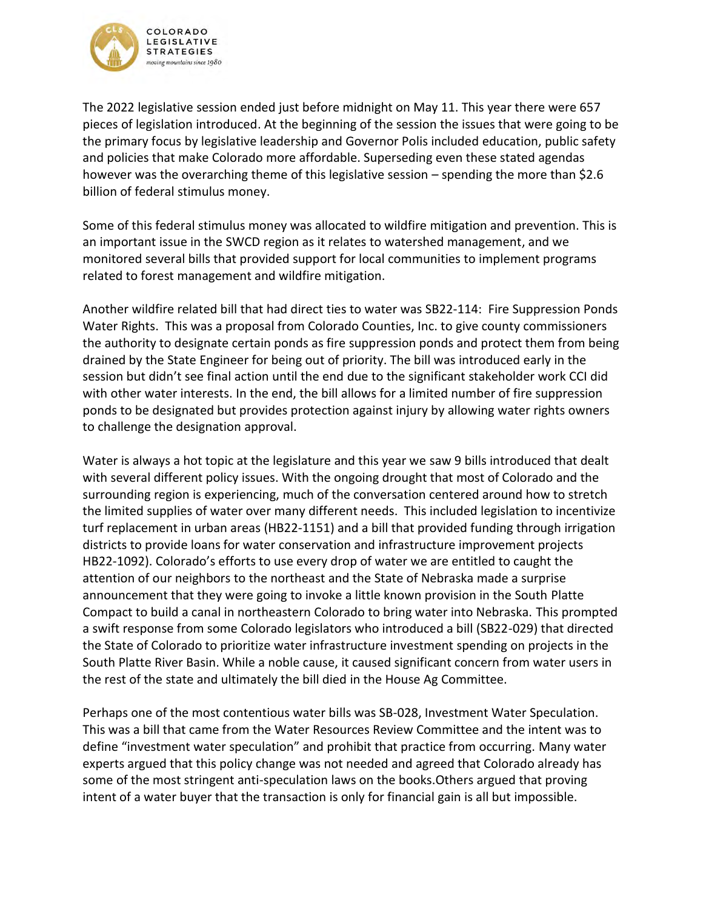COLORADO LEGISLATIVE STRATEGIES
*moving mountains since 1980*

The 2022 legislative session ended just before midnight on May 11. This year there were 657 pieces of legislation introduced. At the beginning of the session the issues that were going to be the primary focus by legislative leadership and Governor Polis included education, public safety and policies that make Colorado more affordable. Superseding even these stated agendas however was the overarching theme of this legislative session – spending the more than $2.6 billion of federal stimulus money.

Some of this federal stimulus money was allocated to wildfire mitigation and prevention. This is an important issue in the SWCD region as it relates to watershed management, and we monitored several bills that provided support for local communities to implement programs related to forest management and wildfire mitigation.

Another wildfire related bill that had direct ties to water was SB22-114: Fire Suppression Ponds Water Rights. This was a proposal from Colorado Counties, Inc. to give county commissioners the authority to designate certain ponds as fire suppression ponds and protect them from being drained by the State Engineer for being out of priority. The bill was introduced early in the session but didn't see final action until the end due to the significant stakeholder work CCI did with other water interests. In the end, the bill allows for a limited number of fire suppression ponds to be designated but provides protection against injury by allowing water rights owners to challenge the designation approval.

Water is always a hot topic at the legislature and this year we saw 9 bills introduced that dealt with several different policy issues. With the ongoing drought that most of Colorado and the surrounding region is experiencing, much of the conversation centered around how to stretch the limited supplies of water over many different needs. This included legislation to incentivize turf replacement in urban areas (HB22-1151) and a bill that provided funding through irrigation districts to provide loans for water conservation and infrastructure improvement projects HB22-1092). Colorado's efforts to use every drop of water we are entitled to caught the attention of our neighbors to the northeast and the State of Nebraska made a surprise announcement that they were going to invoke a little known provision in the South Platte Compact to build a canal in northeastern Colorado to bring water into Nebraska. This prompted a swift response from some Colorado legislators who introduced a bill (SB22-029) that directed the State of Colorado to prioritize water infrastructure investment spending on projects in the South Platte River Basin. While a noble cause, it caused significant concern from water users in the rest of the state and ultimately the bill died in the House Ag Committee.

Perhaps one of the most contentious water bills was SB-028, Investment Water Speculation. This was a bill that came from the Water Resources Review Committee and the intent was to define "investment water speculation" and prohibit that practice from occurring. Many water experts argued that this policy change was not needed and agreed that Colorado already has some of the most stringent anti-speculation laws on the books.Others argued that proving intent of a water buyer that the transaction is only for financial gain is all but impossible.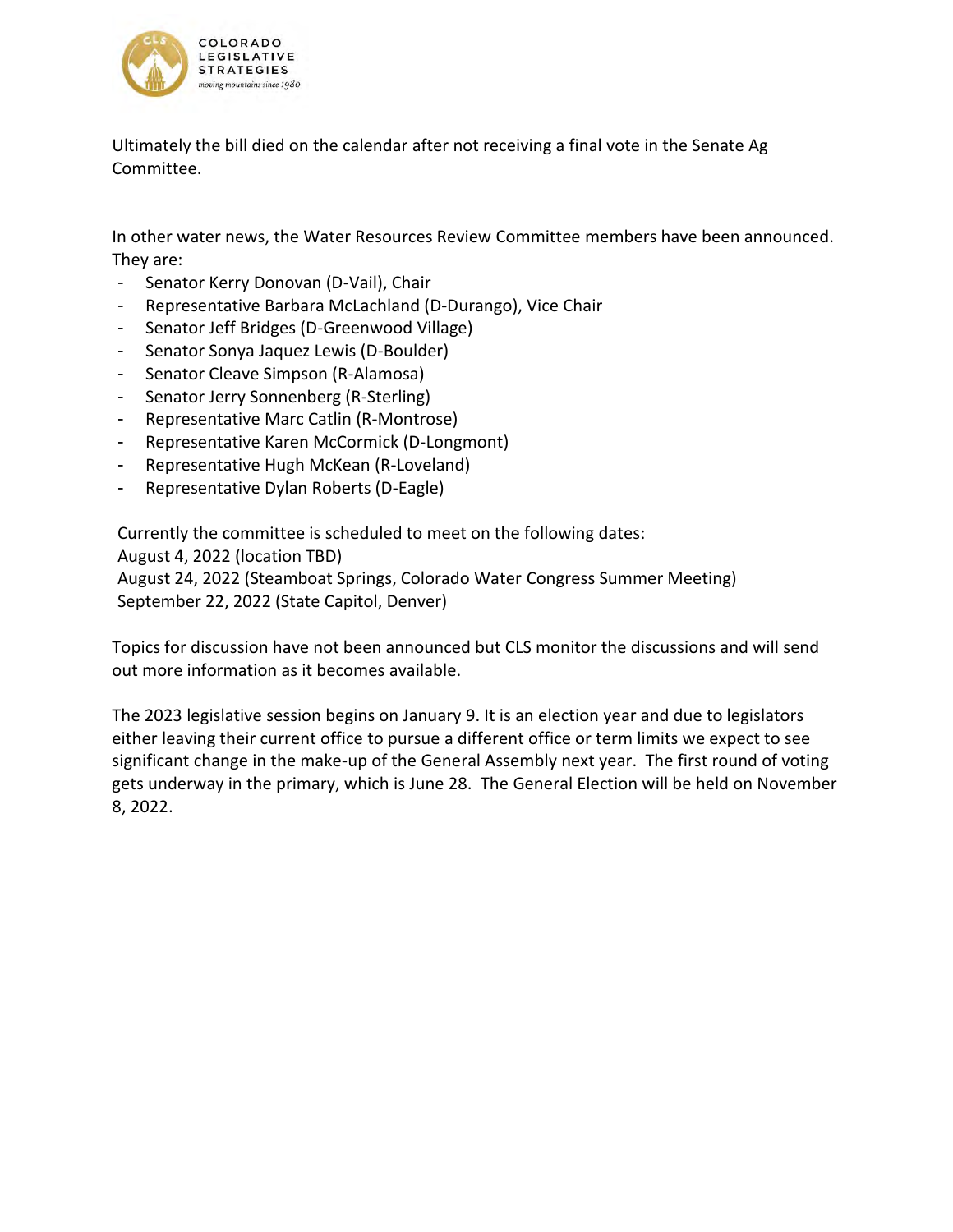Ultimately the bill died on the calendar after not receiving a final vote in the Senate Ag Committee.

In other water news, the Water Resources Review Committee members have been announced. They are:

- Senator Kerry Donovan (D-Vail), Chair
- Representative Barbara McLachland (D-Durango), Vice Chair
- Senator Jeff Bridges (D-Greenwood Village)
- Senator Sonya Jaquez Lewis (D-Boulder)
- Senator Cleave Simpson (R-Alamosa)
- Senator Jerry Sonnenberg (R-Sterling)
- Representative Marc Catlin (R-Montrose)
- Representative Karen McCormick (D-Longmont)
- Representative Hugh McKean (R-Loveland)
- Representative Dylan Roberts (D-Eagle)

Currently the committee is scheduled to meet on the following dates:
August 4, 2022 (location TBD)
August 24, 2022 (Steamboat Springs, Colorado Water Congress Summer Meeting)
September 22, 2022 (State Capitol, Denver)

Topics for discussion have not been announced but CLS monitor the discussions and will send out more information as it becomes available.

The 2023 legislative session begins on January 9. It is an election year and due to legislators either leaving their current office to pursue a different office or term limits we expect to see significant change in the make-up of the General Assembly next year. The first round of voting gets underway in the primary, which is June 28. The General Election will be held on November 8, 2022.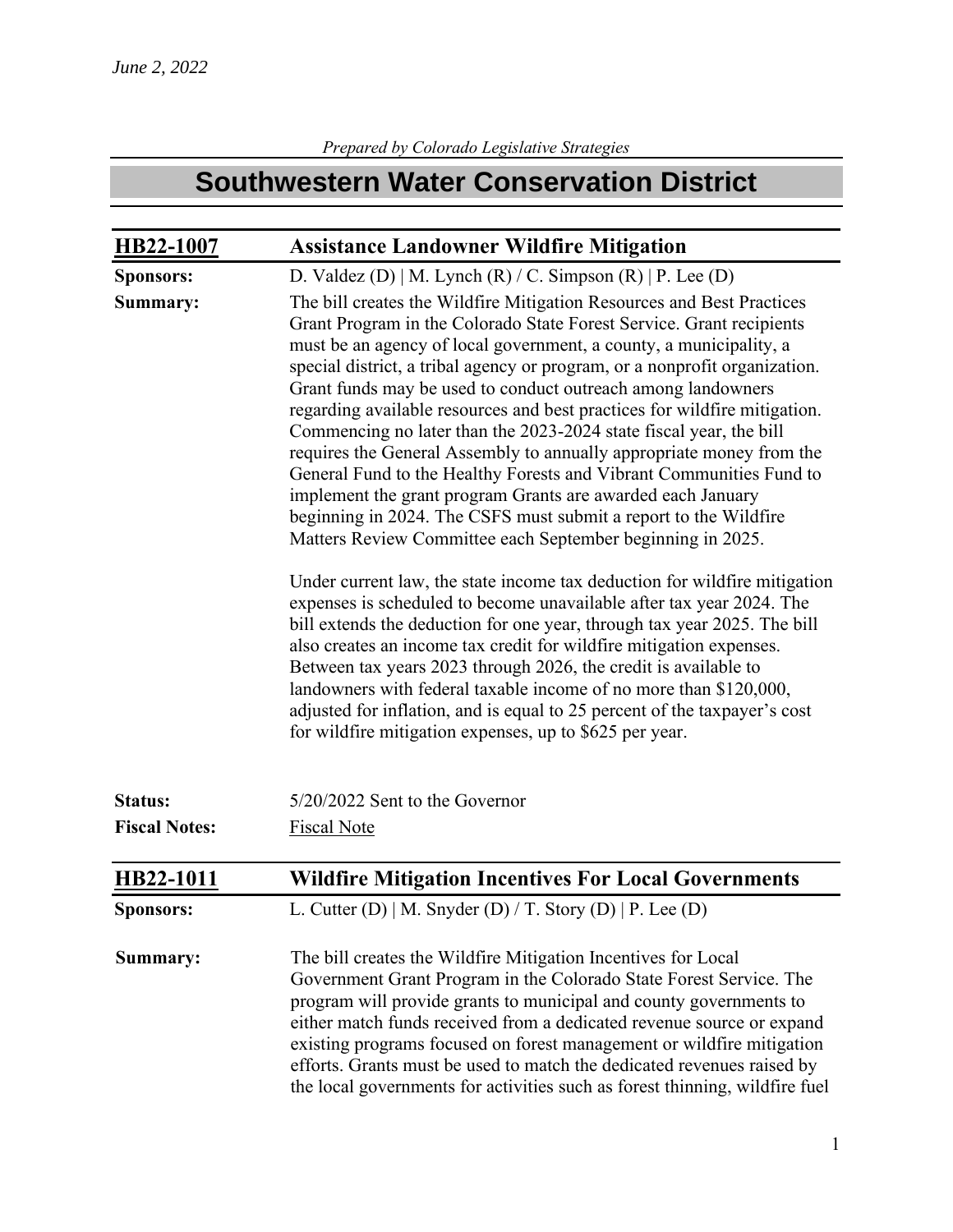*June 2, 2022*

*Prepared by Colorado Legislative Strategies*

# Southwestern Water Conservation District

## HB22-1007 Assistance Landowner Wildfire Mitigation

**Sponsors:** D. Valdez (D) | M. Lynch (R) / C. Simpson (R) | P. Lee (D)

**Summary:** The bill creates the Wildfire Mitigation Resources and Best Practices Grant Program in the Colorado State Forest Service. Grant recipients must be an agency of local government, a county, a municipality, a special district, a tribal agency or program, or a nonprofit organization. Grant funds may be used to conduct outreach among landowners regarding available resources and best practices for wildfire mitigation. Commencing no later than the 2023-2024 state fiscal year, the bill requires the General Assembly to annually appropriate money from the General Fund to the Healthy Forests and Vibrant Communities Fund to implement the grant program Grants are awarded each January beginning in 2024. The CSFS must submit a report to the Wildfire Matters Review Committee each September beginning in 2025.

Under current law, the state income tax deduction for wildfire mitigation expenses is scheduled to become unavailable after tax year 2024. The bill extends the deduction for one year, through tax year 2025. The bill also creates an income tax credit for wildfire mitigation expenses. Between tax years 2023 through 2026, the credit is available to landowners with federal taxable income of no more than $120,000, adjusted for inflation, and is equal to 25 percent of the taxpayer's cost for wildfire mitigation expenses, up to $625 per year.

**Status:** 5/20/2022 Sent to the Governor

**Fiscal Notes:** Fiscal Note

## HB22-1011 Wildfire Mitigation Incentives For Local Governments

**Sponsors:** L. Cutter (D) | M. Snyder (D) / T. Story (D) | P. Lee (D)

**Summary:** The bill creates the Wildfire Mitigation Incentives for Local Government Grant Program in the Colorado State Forest Service. The program will provide grants to municipal and county governments to either match funds received from a dedicated revenue source or expand existing programs focused on forest management or wildfire mitigation efforts. Grants must be used to match the dedicated revenues raised by the local governments for activities such as forest thinning, wildfire fuel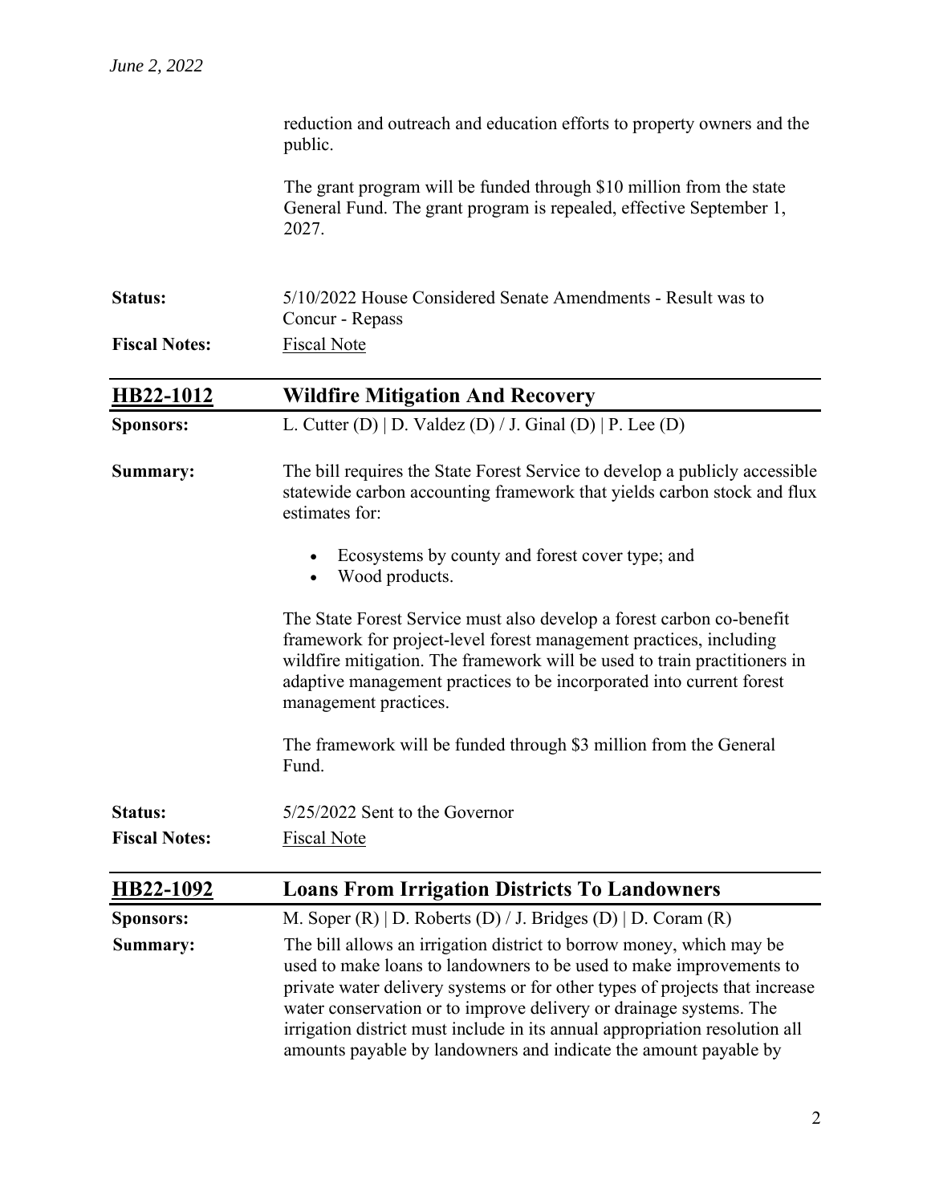reduction and outreach and education efforts to property owners and the public.

The grant program will be funded through $10 million from the state General Fund. The grant program is repealed, effective September 1, 2027.

**Status:** 5/10/2022 House Considered Senate Amendments - Result was to Concur - Repass

**Fiscal Notes:** Fiscal Note

## HB22-1012 Wildfire Mitigation And Recovery

**Sponsors:** L. Cutter (D) | D. Valdez (D) / J. Ginal (D) | P. Lee (D)

**Summary:** The bill requires the State Forest Service to develop a publicly accessible statewide carbon accounting framework that yields carbon stock and flux estimates for:

- Ecosystems by county and forest cover type; and
- Wood products.

The State Forest Service must also develop a forest carbon co-benefit framework for project-level forest management practices, including wildfire mitigation. The framework will be used to train practitioners in adaptive management practices to be incorporated into current forest management practices.

The framework will be funded through $3 million from the General Fund.

**Status:** 5/25/2022 Sent to the Governor

**Fiscal Notes:** Fiscal Note

## HB22-1092 Loans From Irrigation Districts To Landowners

**Sponsors:** M. Soper (R) | D. Roberts (D) / J. Bridges (D) | D. Coram (R)

**Summary:** The bill allows an irrigation district to borrow money, which may be used to make loans to landowners to be used to make improvements to private water delivery systems or for other types of projects that increase water conservation or to improve delivery or drainage systems. The irrigation district must include in its annual appropriation resolution all amounts payable by landowners and indicate the amount payable by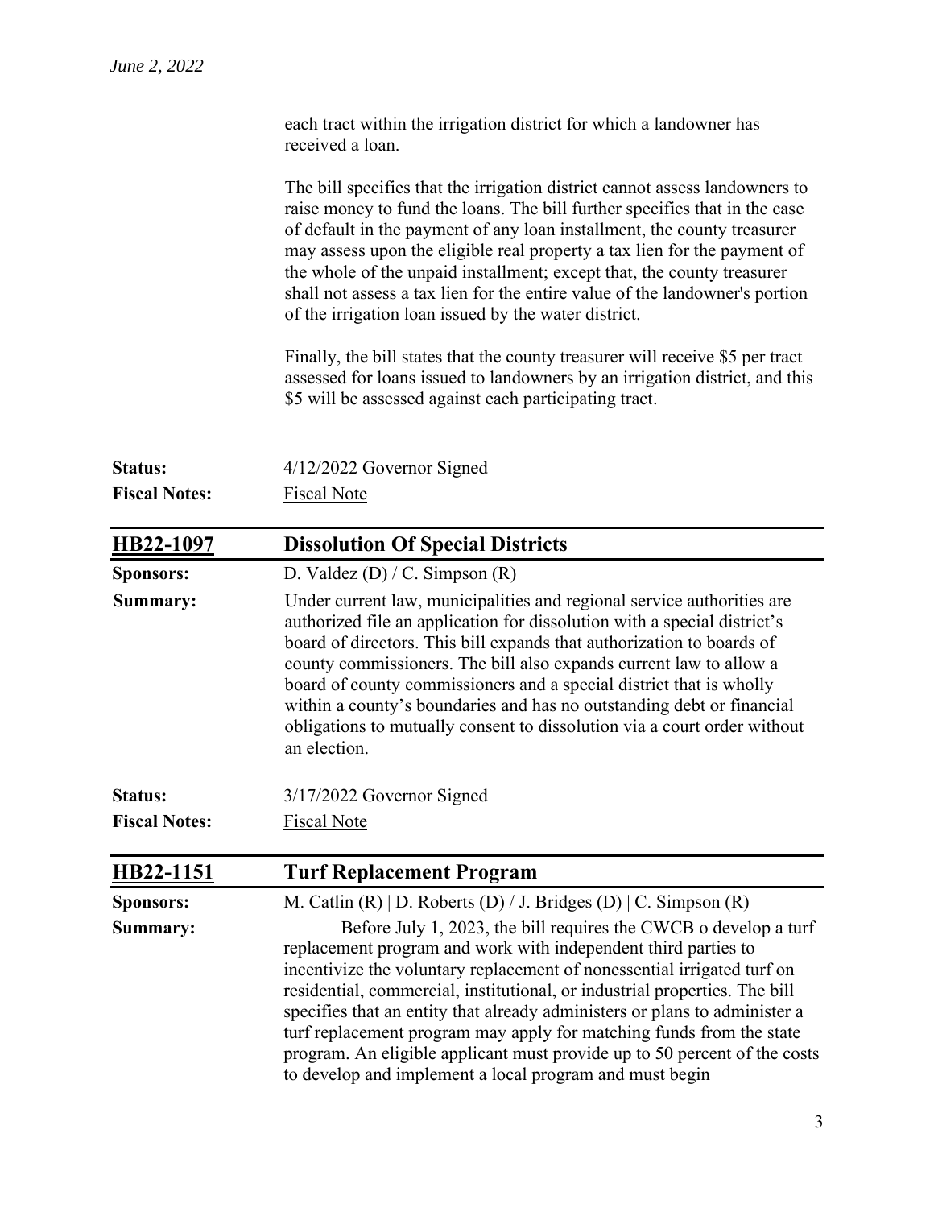each tract within the irrigation district for which a landowner has received a loan.

The bill specifies that the irrigation district cannot assess landowners to raise money to fund the loans. The bill further specifies that in the case of default in the payment of any loan installment, the county treasurer may assess upon the eligible real property a tax lien for the payment of the whole of the unpaid installment; except that, the county treasurer shall not assess a tax lien for the entire value of the landowner's portion of the irrigation loan issued by the water district.

Finally, the bill states that the county treasurer will receive $5 per tract assessed for loans issued to landowners by an irrigation district, and this $5 will be assessed against each participating tract.

**Status:** 4/12/2022 Governor Signed

**Fiscal Notes:** Fiscal Note

## HB22-1097 Dissolution Of Special Districts

**Sponsors:** D. Valdez (D) / C. Simpson (R)

**Summary:** Under current law, municipalities and regional service authorities are authorized file an application for dissolution with a special district's board of directors. This bill expands that authorization to boards of county commissioners. The bill also expands current law to allow a board of county commissioners and a special district that is wholly within a county's boundaries and has no outstanding debt or financial obligations to mutually consent to dissolution via a court order without an election.

**Status:** 3/17/2022 Governor Signed

**Fiscal Notes:** Fiscal Note

## HB22-1151 Turf Replacement Program

**Sponsors:** M. Catlin (R) | D. Roberts (D) / J. Bridges (D) | C. Simpson (R)

**Summary:** Before July 1, 2023, the bill requires the CWCB o develop a turf replacement program and work with independent third parties to incentivize the voluntary replacement of nonessential irrigated turf on residential, commercial, institutional, or industrial properties. The bill specifies that an entity that already administers or plans to administer a turf replacement program may apply for matching funds from the state program. An eligible applicant must provide up to 50 percent of the costs to develop and implement a local program and must begin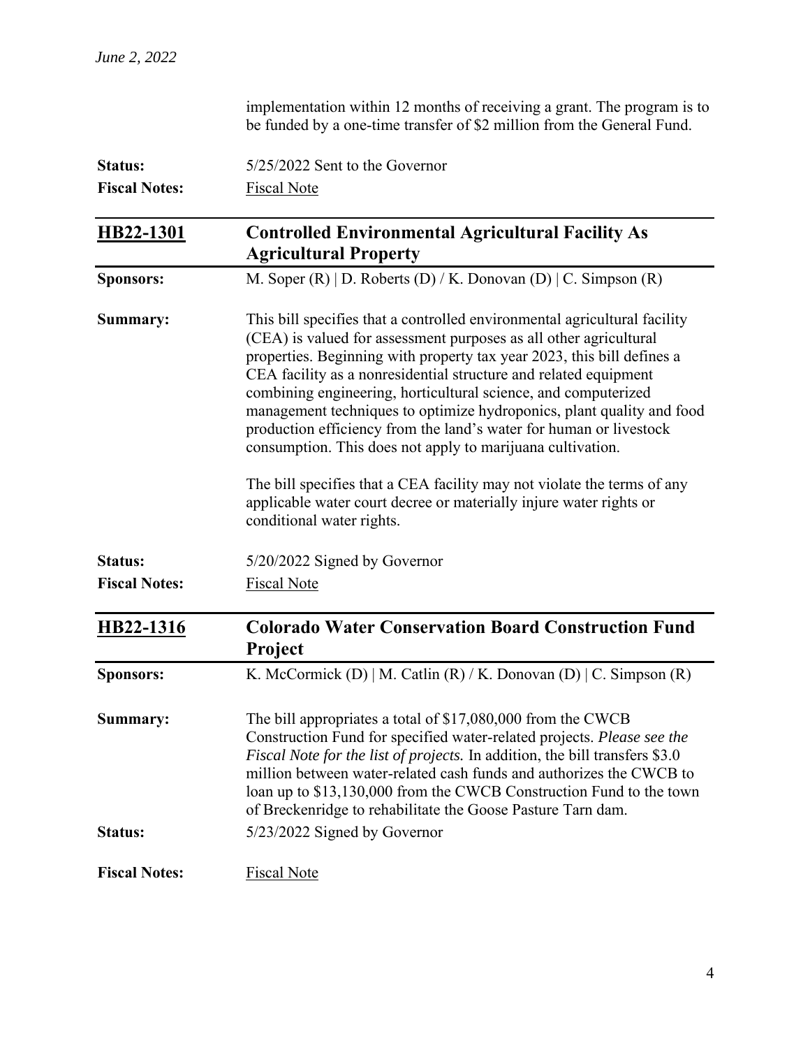implementation within 12 months of receiving a grant. The program is to be funded by a one-time transfer of $2 million from the General Fund.

**Status:** 5/25/2022 Sent to the Governor

**Fiscal Notes:** Fiscal Note

## HB22-1301 Controlled Environmental Agricultural Facility As Agricultural Property

**Sponsors:** M. Soper (R) | D. Roberts (D) / K. Donovan (D) | C. Simpson (R)

**Summary:** This bill specifies that a controlled environmental agricultural facility (CEA) is valued for assessment purposes as all other agricultural properties. Beginning with property tax year 2023, this bill defines a CEA facility as a nonresidential structure and related equipment combining engineering, horticultural science, and computerized management techniques to optimize hydroponics, plant quality and food production efficiency from the land's water for human or livestock consumption. This does not apply to marijuana cultivation.

The bill specifies that a CEA facility may not violate the terms of any applicable water court decree or materially injure water rights or conditional water rights.

**Status:** 5/20/2022 Signed by Governor

**Fiscal Notes:** Fiscal Note

## HB22-1316 Colorado Water Conservation Board Construction Fund Project

**Sponsors:** K. McCormick (D) | M. Catlin (R) / K. Donovan (D) | C. Simpson (R)

**Summary:** The bill appropriates a total of $17,080,000 from the CWCB Construction Fund for specified water-related projects. *Please see the Fiscal Note for the list of projects.* In addition, the bill transfers $3.0 million between water-related cash funds and authorizes the CWCB to loan up to $13,130,000 from the CWCB Construction Fund to the town of Breckenridge to rehabilitate the Goose Pasture Tarn dam.

**Status:** 5/23/2022 Signed by Governor

**Fiscal Notes:** Fiscal Note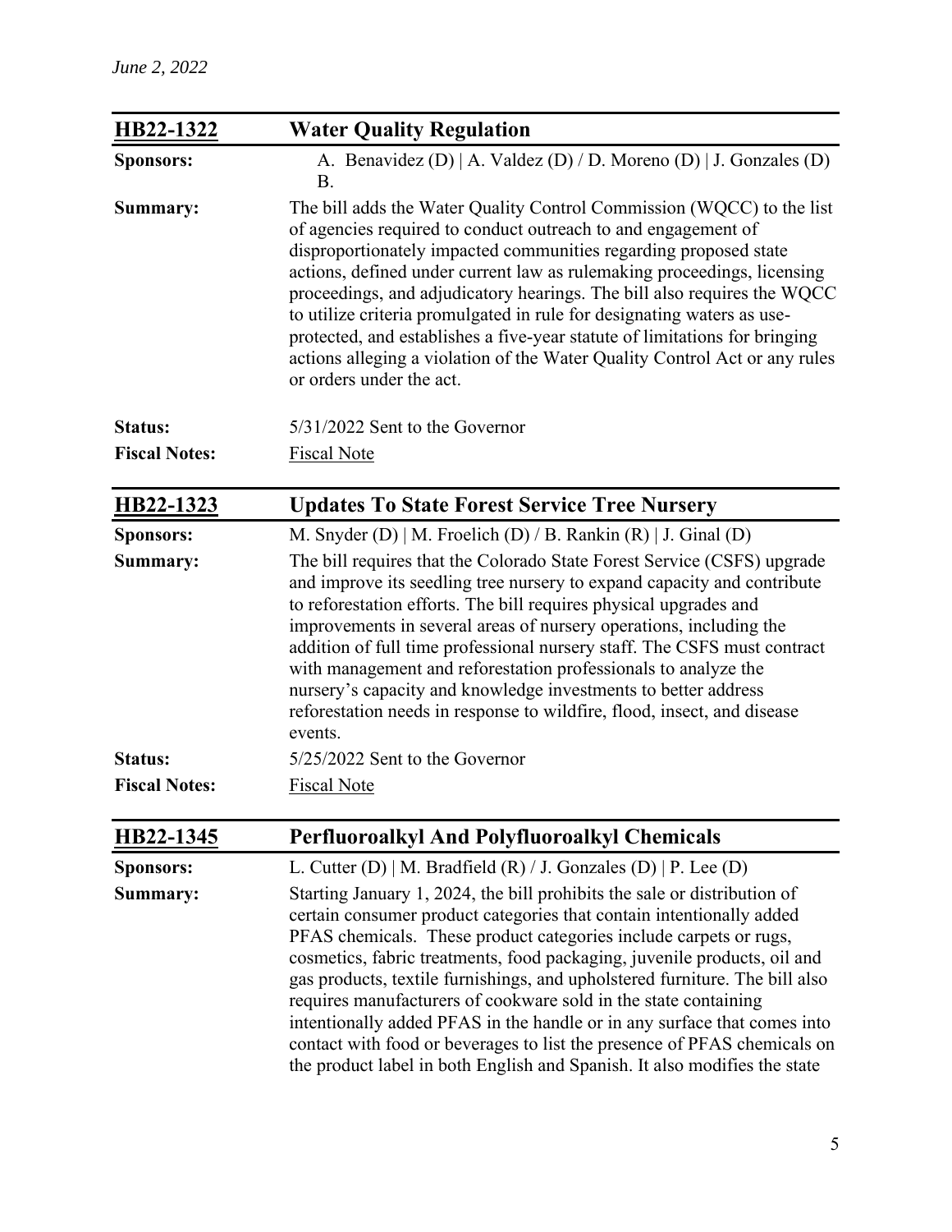*June 2, 2022*

| **HB22-1322** | **Water Quality Regulation** |
|---|---|
| **Sponsors:** | A. Benavidez (D) \| A. Valdez (D) / D. Moreno (D) \| J. Gonzales (D) B. |
| **Summary:** | The bill adds the Water Quality Control Commission (WQCC) to the list of agencies required to conduct outreach to and engagement of disproportionately impacted communities regarding proposed state actions, defined under current law as rulemaking proceedings, licensing proceedings, and adjudicatory hearings. The bill also requires the WQCC to utilize criteria promulgated in rule for designating waters as use-protected, and establishes a five-year statute of limitations for bringing actions alleging a violation of the Water Quality Control Act or any rules or orders under the act. |
| **Status:** | 5/31/2022 Sent to the Governor |
| **Fiscal Notes:** | Fiscal Note |

| **HB22-1323** | **Updates To State Forest Service Tree Nursery** |
|---|---|
| **Sponsors:** | M. Snyder (D) \| M. Froelich (D) / B. Rankin (R) \| J. Ginal (D) |
| **Summary:** | The bill requires that the Colorado State Forest Service (CSFS) upgrade and improve its seedling tree nursery to expand capacity and contribute to reforestation efforts. The bill requires physical upgrades and improvements in several areas of nursery operations, including the addition of full time professional nursery staff. The CSFS must contract with management and reforestation professionals to analyze the nursery's capacity and knowledge investments to better address reforestation needs in response to wildfire, flood, insect, and disease events. |
| **Status:** | 5/25/2022 Sent to the Governor |
| **Fiscal Notes:** | Fiscal Note |

| **HB22-1345** | **Perfluoroalkyl And Polyfluoroalkyl Chemicals** |
|---|---|
| **Sponsors:** | L. Cutter (D) \| M. Bradfield (R) / J. Gonzales (D) \| P. Lee (D) |
| **Summary:** | Starting January 1, 2024, the bill prohibits the sale or distribution of certain consumer product categories that contain intentionally added PFAS chemicals. These product categories include carpets or rugs, cosmetics, fabric treatments, food packaging, juvenile products, oil and gas products, textile furnishings, and upholstered furniture. The bill also requires manufacturers of cookware sold in the state containing intentionally added PFAS in the handle or in any surface that comes into contact with food or beverages to list the presence of PFAS chemicals on the product label in both English and Spanish. It also modifies the state |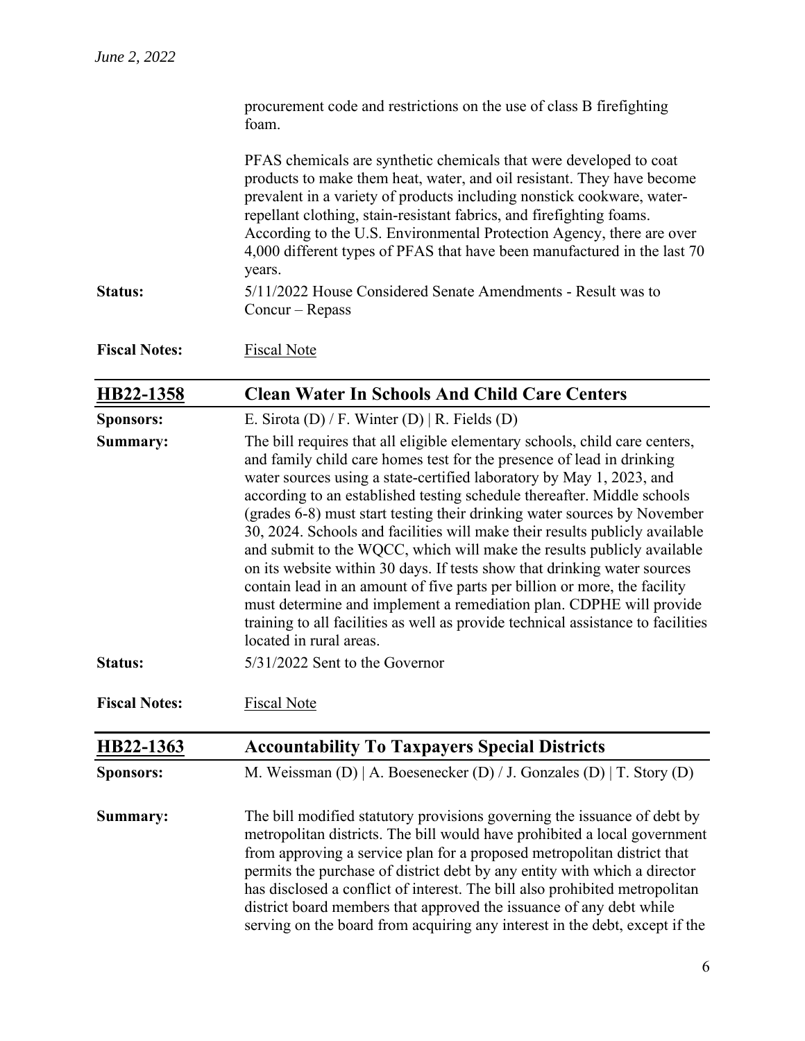procurement code and restrictions on the use of class B firefighting foam.

PFAS chemicals are synthetic chemicals that were developed to coat products to make them heat, water, and oil resistant. They have become prevalent in a variety of products including nonstick cookware, water-repellant clothing, stain-resistant fabrics, and firefighting foams. According to the U.S. Environmental Protection Agency, there are over 4,000 different types of PFAS that have been manufactured in the last 70 years.

**Status:** 5/11/2022 House Considered Senate Amendments - Result was to Concur – Repass

**Fiscal Notes:** Fiscal Note

## HB22-1358 Clean Water In Schools And Child Care Centers

**Sponsors:** E. Sirota (D) / F. Winter (D) | R. Fields (D)

**Summary:** The bill requires that all eligible elementary schools, child care centers, and family child care homes test for the presence of lead in drinking water sources using a state-certified laboratory by May 1, 2023, and according to an established testing schedule thereafter. Middle schools (grades 6-8) must start testing their drinking water sources by November 30, 2024. Schools and facilities will make their results publicly available and submit to the WQCC, which will make the results publicly available on its website within 30 days. If tests show that drinking water sources contain lead in an amount of five parts per billion or more, the facility must determine and implement a remediation plan. CDPHE will provide training to all facilities as well as provide technical assistance to facilities located in rural areas.

**Status:** 5/31/2022 Sent to the Governor

**Fiscal Notes:** Fiscal Note

## HB22-1363 Accountability To Taxpayers Special Districts

**Sponsors:** M. Weissman (D) | A. Boesenecker (D) / J. Gonzales (D) | T. Story (D)

**Summary:** The bill modified statutory provisions governing the issuance of debt by metropolitan districts. The bill would have prohibited a local government from approving a service plan for a proposed metropolitan district that permits the purchase of district debt by any entity with which a director has disclosed a conflict of interest. The bill also prohibited metropolitan district board members that approved the issuance of any debt while serving on the board from acquiring any interest in the debt, except if the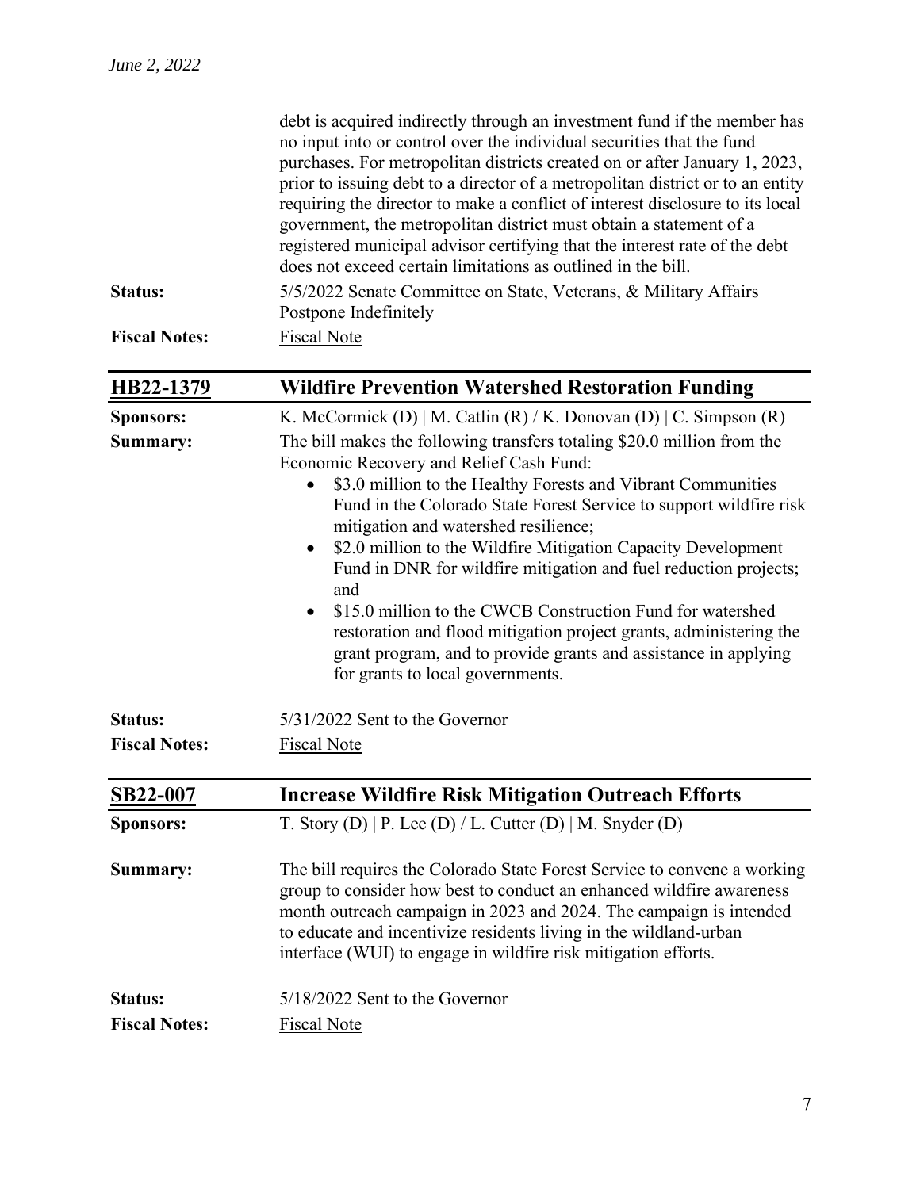debt is acquired indirectly through an investment fund if the member has no input into or control over the individual securities that the fund purchases. For metropolitan districts created on or after January 1, 2023, prior to issuing debt to a director of a metropolitan district or to an entity requiring the director to make a conflict of interest disclosure to its local government, the metropolitan district must obtain a statement of a registered municipal advisor certifying that the interest rate of the debt does not exceed certain limitations as outlined in the bill.

**Status:** 5/5/2022 Senate Committee on State, Veterans, & Military Affairs Postpone Indefinitely

**Fiscal Notes:** Fiscal Note

## HB22-1379 Wildfire Prevention Watershed Restoration Funding

**Sponsors:** K. McCormick (D) | M. Catlin (R) / K. Donovan (D) | C. Simpson (R)

**Summary:** The bill makes the following transfers totaling $20.0 million from the Economic Recovery and Relief Cash Fund:

- $3.0 million to the Healthy Forests and Vibrant Communities Fund in the Colorado State Forest Service to support wildfire risk mitigation and watershed resilience;
- $2.0 million to the Wildfire Mitigation Capacity Development Fund in DNR for wildfire mitigation and fuel reduction projects; and
- $15.0 million to the CWCB Construction Fund for watershed restoration and flood mitigation project grants, administering the grant program, and to provide grants and assistance in applying for grants to local governments.

**Status:** 5/31/2022 Sent to the Governor

**Fiscal Notes:** Fiscal Note

## SB22-007 Increase Wildfire Risk Mitigation Outreach Efforts

**Sponsors:** T. Story (D) | P. Lee (D) / L. Cutter (D) | M. Snyder (D)

**Summary:** The bill requires the Colorado State Forest Service to convene a working group to consider how best to conduct an enhanced wildfire awareness month outreach campaign in 2023 and 2024. The campaign is intended to educate and incentivize residents living in the wildland-urban interface (WUI) to engage in wildfire risk mitigation efforts.

**Status:** 5/18/2022 Sent to the Governor

**Fiscal Notes:** Fiscal Note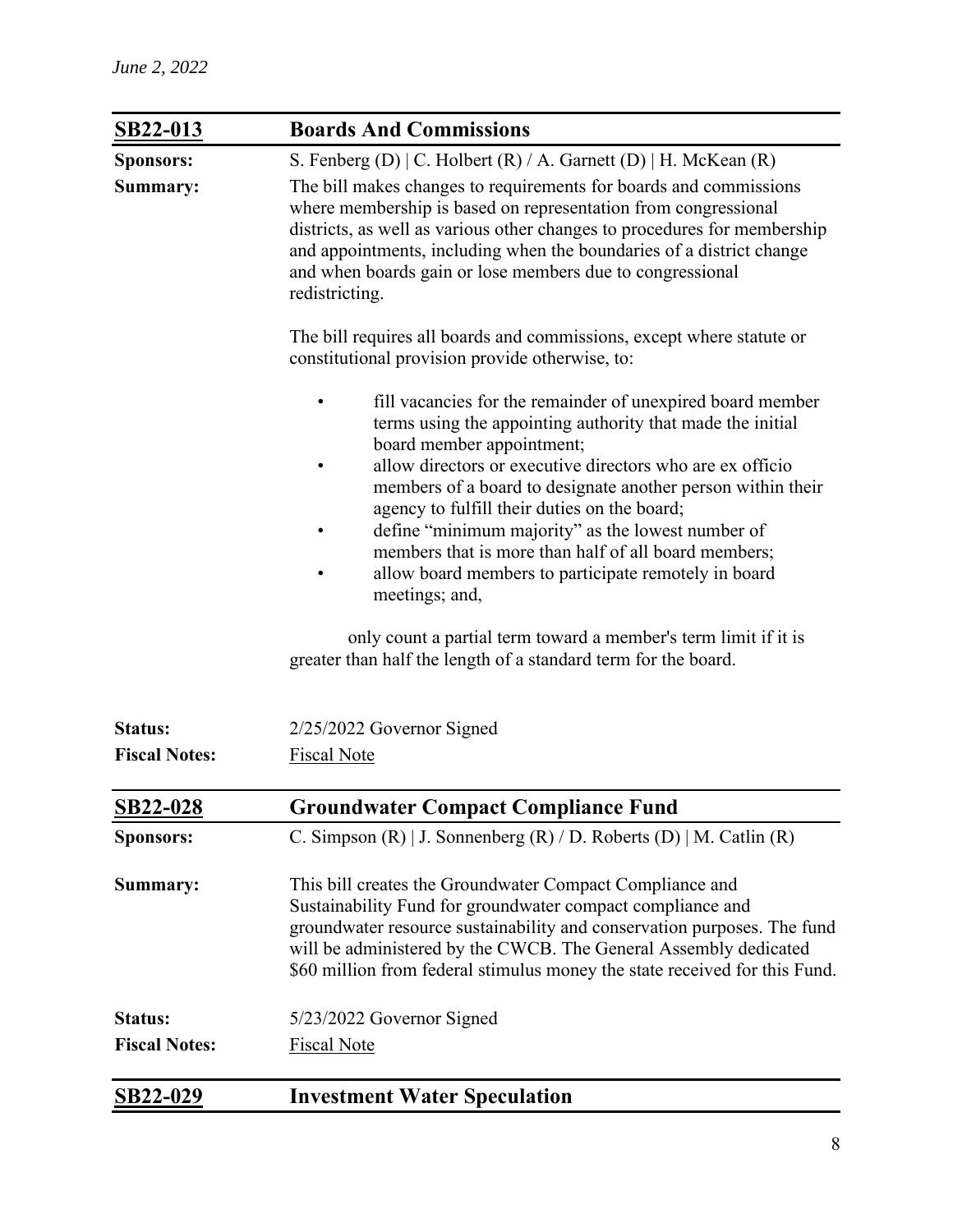## SB22-013 Boards And Commissions

**Sponsors:** S. Fenberg (D) | C. Holbert (R) / A. Garnett (D) | H. McKean (R)

**Summary:** The bill makes changes to requirements for boards and commissions where membership is based on representation from congressional districts, as well as various other changes to procedures for membership and appointments, including when the boundaries of a district change and when boards gain or lose members due to congressional redistricting.

The bill requires all boards and commissions, except where statute or constitutional provision provide otherwise, to:

- fill vacancies for the remainder of unexpired board member terms using the appointing authority that made the initial board member appointment;
- allow directors or executive directors who are ex officio members of a board to designate another person within their agency to fulfill their duties on the board;
- define "minimum majority" as the lowest number of members that is more than half of all board members;
- allow board members to participate remotely in board meetings; and,

only count a partial term toward a member's term limit if it is greater than half the length of a standard term for the board.

**Status:** 2/25/2022 Governor Signed

**Fiscal Notes:** Fiscal Note

## SB22-028 Groundwater Compact Compliance Fund

**Sponsors:** C. Simpson (R) | J. Sonnenberg (R) / D. Roberts (D) | M. Catlin (R)

**Summary:** This bill creates the Groundwater Compact Compliance and Sustainability Fund for groundwater compact compliance and groundwater resource sustainability and conservation purposes. The fund will be administered by the CWCB. The General Assembly dedicated $60 million from federal stimulus money the state received for this Fund.

**Status:** 5/23/2022 Governor Signed

**Fiscal Notes:** Fiscal Note

## SB22-029 Investment Water Speculation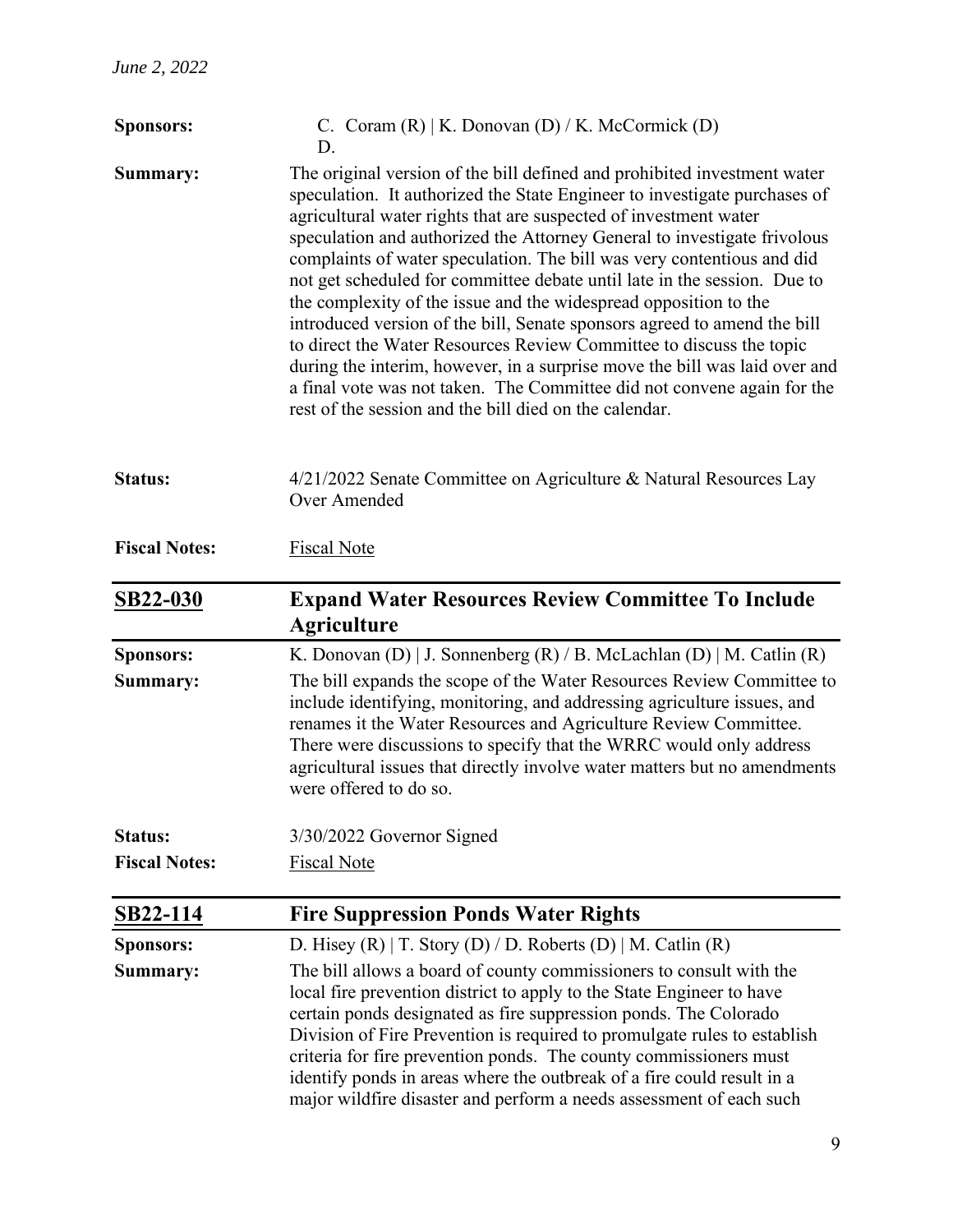**Sponsors:** C. Coram (R) | K. Donovan (D) / K. McCormick (D)
D.

**Summary:** The original version of the bill defined and prohibited investment water speculation. It authorized the State Engineer to investigate purchases of agricultural water rights that are suspected of investment water speculation and authorized the Attorney General to investigate frivolous complaints of water speculation. The bill was very contentious and did not get scheduled for committee debate until late in the session. Due to the complexity of the issue and the widespread opposition to the introduced version of the bill, Senate sponsors agreed to amend the bill to direct the Water Resources Review Committee to discuss the topic during the interim, however, in a surprise move the bill was laid over and a final vote was not taken. The Committee did not convene again for the rest of the session and the bill died on the calendar.

**Status:** 4/21/2022 Senate Committee on Agriculture & Natural Resources Lay Over Amended

**Fiscal Notes:** Fiscal Note

## SB22-030 Expand Water Resources Review Committee To Include Agriculture

**Sponsors:** K. Donovan (D) | J. Sonnenberg (R) / B. McLachlan (D) | M. Catlin (R)

**Summary:** The bill expands the scope of the Water Resources Review Committee to include identifying, monitoring, and addressing agriculture issues, and renames it the Water Resources and Agriculture Review Committee. There were discussions to specify that the WRRC would only address agricultural issues that directly involve water matters but no amendments were offered to do so.

**Status:** 3/30/2022 Governor Signed

**Fiscal Notes:** Fiscal Note

## SB22-114 Fire Suppression Ponds Water Rights

**Sponsors:** D. Hisey (R) | T. Story (D) / D. Roberts (D) | M. Catlin (R)

**Summary:** The bill allows a board of county commissioners to consult with the local fire prevention district to apply to the State Engineer to have certain ponds designated as fire suppression ponds. The Colorado Division of Fire Prevention is required to promulgate rules to establish criteria for fire prevention ponds. The county commissioners must identify ponds in areas where the outbreak of a fire could result in a major wildfire disaster and perform a needs assessment of each such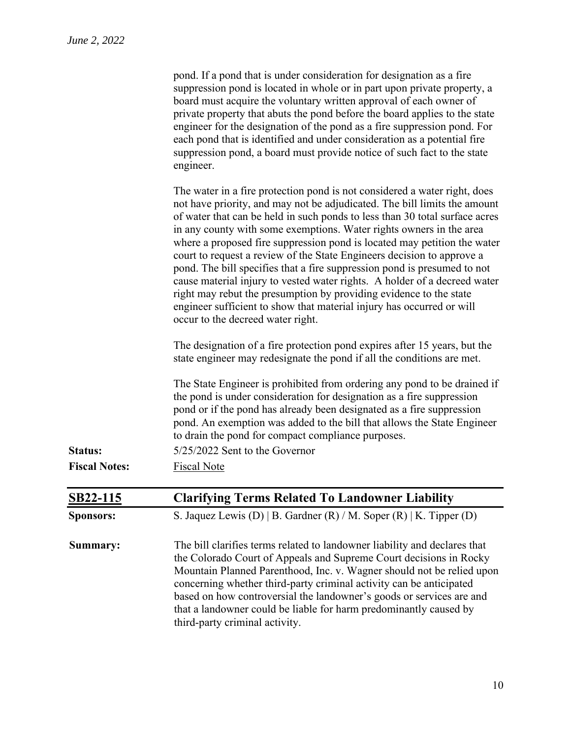pond. If a pond that is under consideration for designation as a fire suppression pond is located in whole or in part upon private property, a board must acquire the voluntary written approval of each owner of private property that abuts the pond before the board applies to the state engineer for the designation of the pond as a fire suppression pond. For each pond that is identified and under consideration as a potential fire suppression pond, a board must provide notice of such fact to the state engineer.

The water in a fire protection pond is not considered a water right, does not have priority, and may not be adjudicated. The bill limits the amount of water that can be held in such ponds to less than 30 total surface acres in any county with some exemptions. Water rights owners in the area where a proposed fire suppression pond is located may petition the water court to request a review of the State Engineers decision to approve a pond. The bill specifies that a fire suppression pond is presumed to not cause material injury to vested water rights. A holder of a decreed water right may rebut the presumption by providing evidence to the state engineer sufficient to show that material injury has occurred or will occur to the decreed water right.

The designation of a fire protection pond expires after 15 years, but the state engineer may redesignate the pond if all the conditions are met.

The State Engineer is prohibited from ordering any pond to be drained if the pond is under consideration for designation as a fire suppression pond or if the pond has already been designated as a fire suppression pond. An exemption was added to the bill that allows the State Engineer to drain the pond for compact compliance purposes.

**Status:** 5/25/2022 Sent to the Governor

**Fiscal Notes:** Fiscal Note

## SB22-115 Clarifying Terms Related To Landowner Liability

**Sponsors:** S. Jaquez Lewis (D) | B. Gardner (R) / M. Soper (R) | K. Tipper (D)

**Summary:** The bill clarifies terms related to landowner liability and declares that the Colorado Court of Appeals and Supreme Court decisions in Rocky Mountain Planned Parenthood, Inc. v. Wagner should not be relied upon concerning whether third-party criminal activity can be anticipated based on how controversial the landowner's goods or services are and that a landowner could be liable for harm predominantly caused by third-party criminal activity.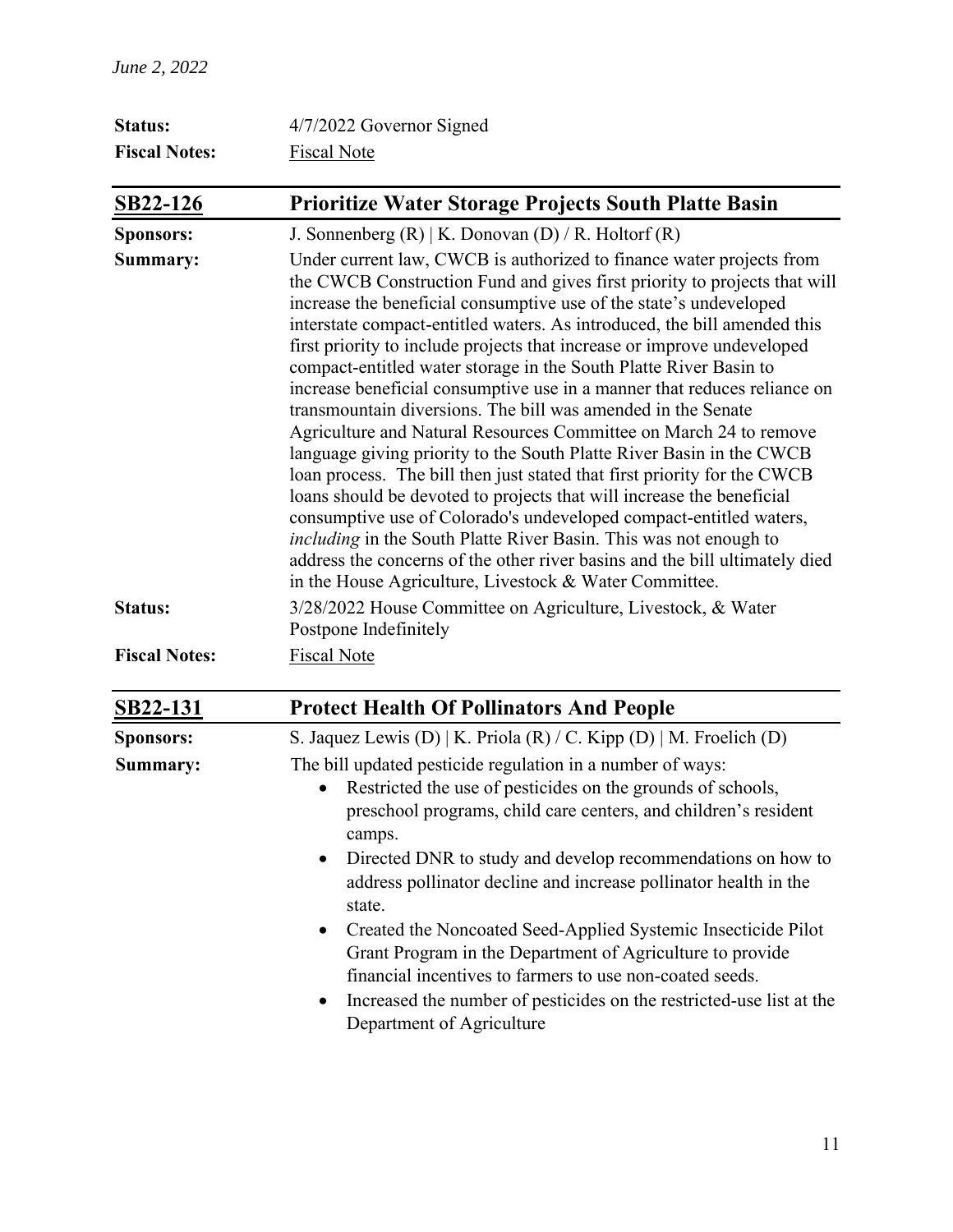**Status:** 4/7/2022 Governor Signed

**Fiscal Notes:** Fiscal Note

## SB22-126 Prioritize Water Storage Projects South Platte Basin

**Sponsors:** J. Sonnenberg (R) | K. Donovan (D) / R. Holtorf (R)

**Summary:** Under current law, CWCB is authorized to finance water projects from the CWCB Construction Fund and gives first priority to projects that will increase the beneficial consumptive use of the state's undeveloped interstate compact-entitled waters. As introduced, the bill amended this first priority to include projects that increase or improve undeveloped compact-entitled water storage in the South Platte River Basin to increase beneficial consumptive use in a manner that reduces reliance on transmountain diversions. The bill was amended in the Senate Agriculture and Natural Resources Committee on March 24 to remove language giving priority to the South Platte River Basin in the CWCB loan process. The bill then just stated that first priority for the CWCB loans should be devoted to projects that will increase the beneficial consumptive use of Colorado's undeveloped compact-entitled waters, *including* in the South Platte River Basin. This was not enough to address the concerns of the other river basins and the bill ultimately died in the House Agriculture, Livestock & Water Committee.

**Status:** 3/28/2022 House Committee on Agriculture, Livestock, & Water Postpone Indefinitely

**Fiscal Notes:** Fiscal Note

## SB22-131 Protect Health Of Pollinators And People

**Sponsors:** S. Jaquez Lewis (D) | K. Priola (R) / C. Kipp (D) | M. Froelich (D)

**Summary:** The bill updated pesticide regulation in a number of ways:

- Restricted the use of pesticides on the grounds of schools, preschool programs, child care centers, and children's resident camps.
- Directed DNR to study and develop recommendations on how to address pollinator decline and increase pollinator health in the state.
- Created the Noncoated Seed-Applied Systemic Insecticide Pilot Grant Program in the Department of Agriculture to provide financial incentives to farmers to use non-coated seeds.
- Increased the number of pesticides on the restricted-use list at the Department of Agriculture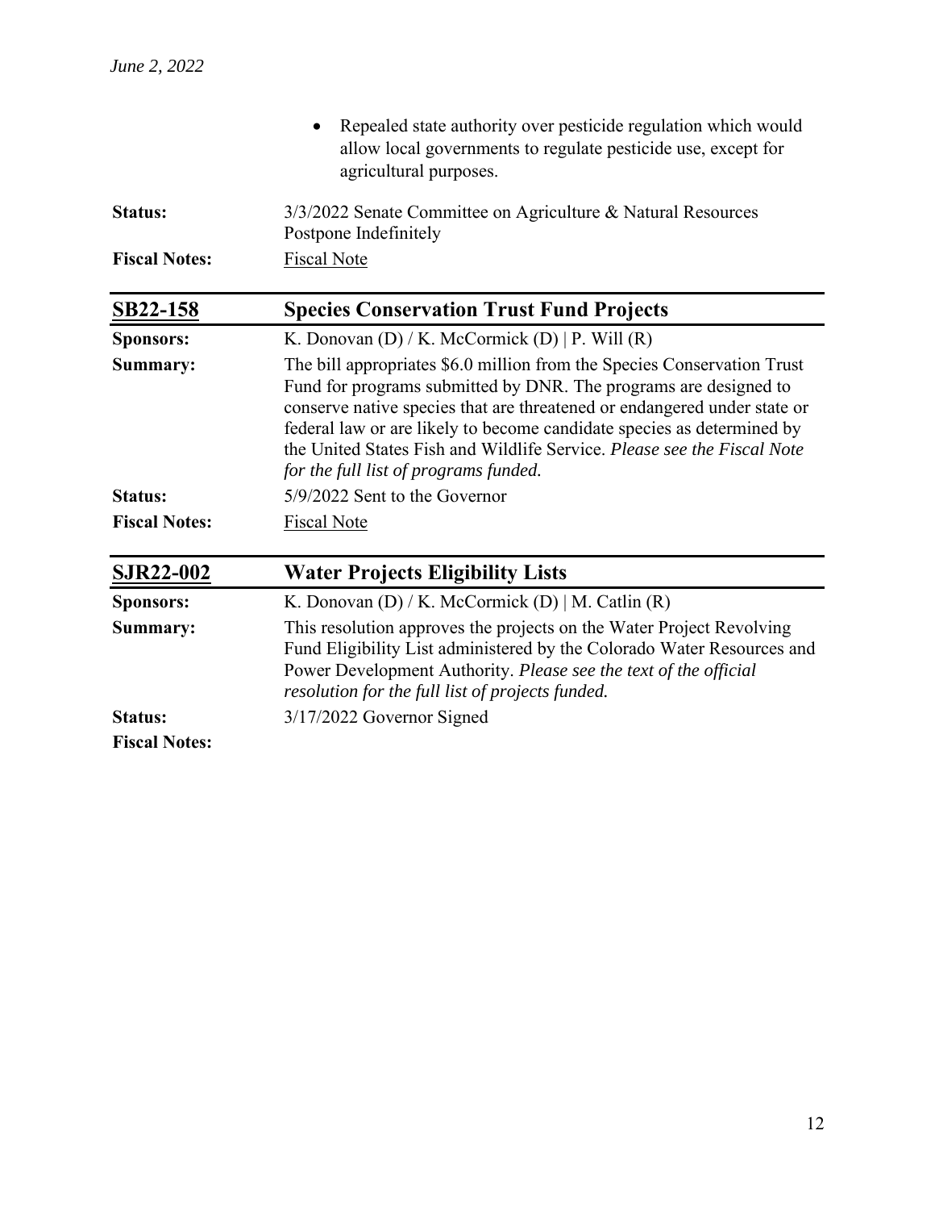- Repealed state authority over pesticide regulation which would allow local governments to regulate pesticide use, except for agricultural purposes.

**Status:** 3/3/2022 Senate Committee on Agriculture & Natural Resources Postpone Indefinitely

**Fiscal Notes:** Fiscal Note

## SB22-158 Species Conservation Trust Fund Projects

**Sponsors:** K. Donovan (D) / K. McCormick (D) | P. Will (R)

**Summary:** The bill appropriates $6.0 million from the Species Conservation Trust Fund for programs submitted by DNR. The programs are designed to conserve native species that are threatened or endangered under state or federal law or are likely to become candidate species as determined by the United States Fish and Wildlife Service. *Please see the Fiscal Note for the full list of programs funded.*

**Status:** 5/9/2022 Sent to the Governor

**Fiscal Notes:** Fiscal Note

## SJR22-002 Water Projects Eligibility Lists

**Sponsors:** K. Donovan (D) / K. McCormick (D) | M. Catlin (R)

**Summary:** This resolution approves the projects on the Water Project Revolving Fund Eligibility List administered by the Colorado Water Resources and Power Development Authority. *Please see the text of the official resolution for the full list of projects funded.*

**Status:** 3/17/2022 Governor Signed

**Fiscal Notes:**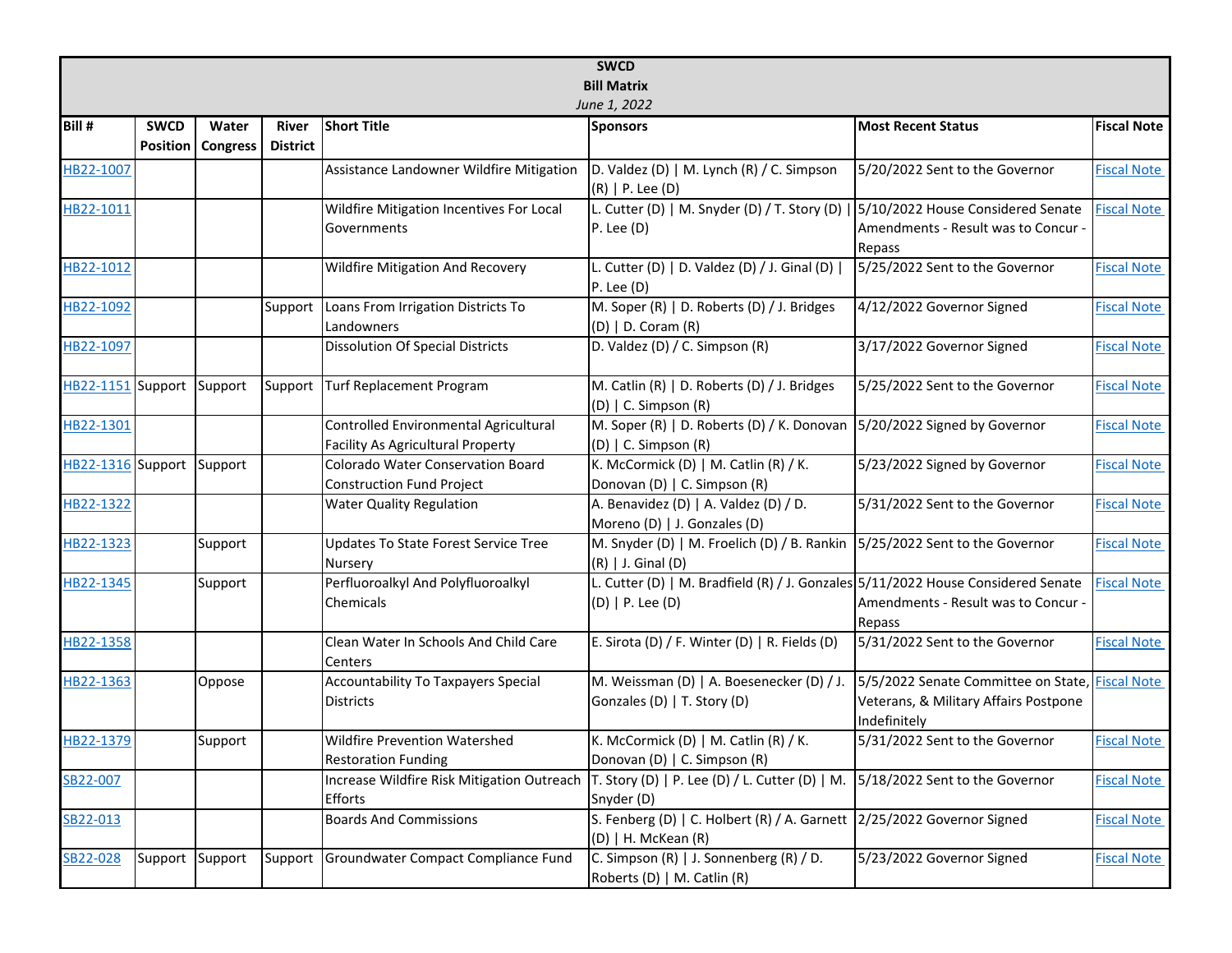**SWCD**
**Bill Matrix**
*June 1, 2022*

| Bill # | SWCD Position | Water Congress | River District | Short Title | Sponsors | Most Recent Status | Fiscal Note |
|---|---|---|---|---|---|---|---|
| HB22-1007 | | | | Assistance Landowner Wildfire Mitigation | D. Valdez (D) \| M. Lynch (R) / C. Simpson (R) \| P. Lee (D) | 5/20/2022 Sent to the Governor | Fiscal Note |
| HB22-1011 | | | | Wildfire Mitigation Incentives For Local Governments | L. Cutter (D) \| M. Snyder (D) / T. Story (D) \| P. Lee (D) | 5/10/2022 House Considered Senate Amendments - Result was to Concur - Repass | Fiscal Note |
| HB22-1012 | | | | Wildfire Mitigation And Recovery | L. Cutter (D) \| D. Valdez (D) / J. Ginal (D) \| P. Lee (D) | 5/25/2022 Sent to the Governor | Fiscal Note |
| HB22-1092 | | | Support | Loans From Irrigation Districts To Landowners | M. Soper (R) \| D. Roberts (D) / J. Bridges (D) \| D. Coram (R) | 4/12/2022 Governor Signed | Fiscal Note |
| HB22-1097 | | | | Dissolution Of Special Districts | D. Valdez (D) / C. Simpson (R) | 3/17/2022 Governor Signed | Fiscal Note |
| HB22-1151 | Support | Support | Support | Turf Replacement Program | M. Catlin (R) \| D. Roberts (D) / J. Bridges (D) \| C. Simpson (R) | 5/25/2022 Sent to the Governor | Fiscal Note |
| HB22-1301 | | | | Controlled Environmental Agricultural Facility As Agricultural Property | M. Soper (R) \| D. Roberts (D) / K. Donovan (D) \| C. Simpson (R) | 5/20/2022 Signed by Governor | Fiscal Note |
| HB22-1316 | Support | Support | | Colorado Water Conservation Board Construction Fund Project | K. McCormick (D) \| M. Catlin (R) / K. Donovan (D) \| C. Simpson (R) | 5/23/2022 Signed by Governor | Fiscal Note |
| HB22-1322 | | | | Water Quality Regulation | A. Benavidez (D) \| A. Valdez (D) / D. Moreno (D) \| J. Gonzales (D) | 5/31/2022 Sent to the Governor | Fiscal Note |
| HB22-1323 | | Support | | Updates To State Forest Service Tree Nursery | M. Snyder (D) \| M. Froelich (D) / B. Rankin (R) \| J. Ginal (D) | 5/25/2022 Sent to the Governor | Fiscal Note |
| HB22-1345 | | Support | | Perfluoroalkyl And Polyfluoroalkyl Chemicals | L. Cutter (D) \| M. Bradfield (R) / J. Gonzales (D) \| P. Lee (D) | 5/11/2022 House Considered Senate Amendments - Result was to Concur - Repass | Fiscal Note |
| HB22-1358 | | | | Clean Water In Schools And Child Care Centers | E. Sirota (D) / F. Winter (D) \| R. Fields (D) | 5/31/2022 Sent to the Governor | Fiscal Note |
| HB22-1363 | | Oppose | | Accountability To Taxpayers Special Districts | M. Weissman (D) \| A. Boesenecker (D) / J. Gonzales (D) \| T. Story (D) | 5/5/2022 Senate Committee on State, Veterans, & Military Affairs Postpone Indefinitely | Fiscal Note |
| HB22-1379 | | Support | | Wildfire Prevention Watershed Restoration Funding | K. McCormick (D) \| M. Catlin (R) / K. Donovan (D) \| C. Simpson (R) | 5/31/2022 Sent to the Governor | Fiscal Note |
| SB22-007 | | | | Increase Wildfire Risk Mitigation Outreach Efforts | T. Story (D) \| P. Lee (D) / L. Cutter (D) \| M. Snyder (D) | 5/18/2022 Sent to the Governor | Fiscal Note |
| SB22-013 | | | | Boards And Commissions | S. Fenberg (D) \| C. Holbert (R) / A. Garnett (D) \| H. McKean (R) | 2/25/2022 Governor Signed | Fiscal Note |
| SB22-028 | Support | Support | Support | Groundwater Compact Compliance Fund | C. Simpson (R) \| J. Sonnenberg (R) / D. Roberts (D) \| M. Catlin (R) | 5/23/2022 Governor Signed | Fiscal Note |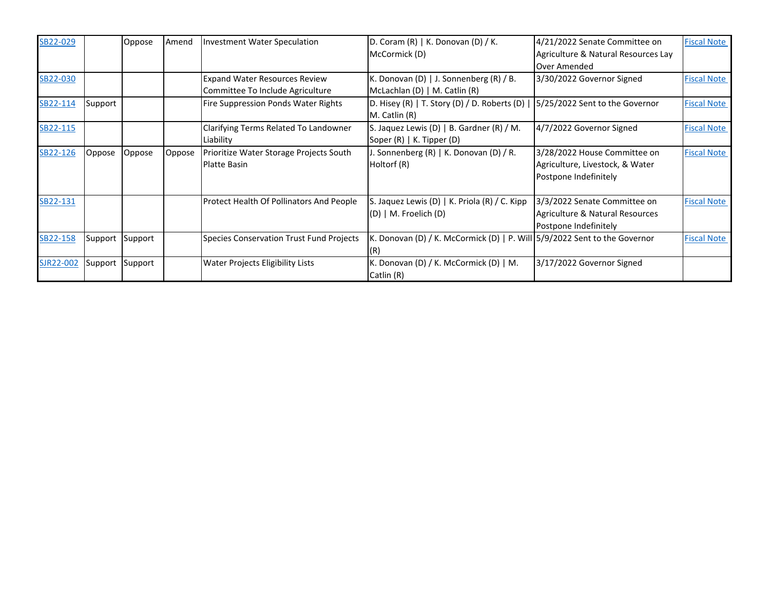| | | | | | | | |
|---|---|---|---|---|---|---|---|
| SB22-029 | | Oppose | Amend | Investment Water Speculation | D. Coram (R) \| K. Donovan (D) / K. McCormick (D) | 4/21/2022 Senate Committee on Agriculture & Natural Resources Lay Over Amended | Fiscal Note |
| SB22-030 | | | | Expand Water Resources Review Committee To Include Agriculture | K. Donovan (D) \| J. Sonnenberg (R) / B. McLachlan (D) \| M. Catlin (R) | 3/30/2022 Governor Signed | Fiscal Note |
| SB22-114 | Support | | | Fire Suppression Ponds Water Rights | D. Hisey (R) \| T. Story (D) / D. Roberts (D) \| M. Catlin (R) | 5/25/2022 Sent to the Governor | Fiscal Note |
| SB22-115 | | | | Clarifying Terms Related To Landowner Liability | S. Jaquez Lewis (D) \| B. Gardner (R) / M. Soper (R) \| K. Tipper (D) | 4/7/2022 Governor Signed | Fiscal Note |
| SB22-126 | Oppose | Oppose | Oppose | Prioritize Water Storage Projects South Platte Basin | J. Sonnenberg (R) \| K. Donovan (D) / R. Holtorf (R) | 3/28/2022 House Committee on Agriculture, Livestock, & Water Postpone Indefinitely | Fiscal Note |
| SB22-131 | | | | Protect Health Of Pollinators And People | S. Jaquez Lewis (D) \| K. Priola (R) / C. Kipp (D) \| M. Froelich (D) | 3/3/2022 Senate Committee on Agriculture & Natural Resources Postpone Indefinitely | Fiscal Note |
| SB22-158 | Support | Support | | Species Conservation Trust Fund Projects | K. Donovan (D) / K. McCormick (D) \| P. Will (R) | 5/9/2022 Sent to the Governor | Fiscal Note |
| SJR22-002 | Support | Support | | Water Projects Eligibility Lists | K. Donovan (D) / K. McCormick (D) \| M. Catlin (R) | 3/17/2022 Governor Signed | |